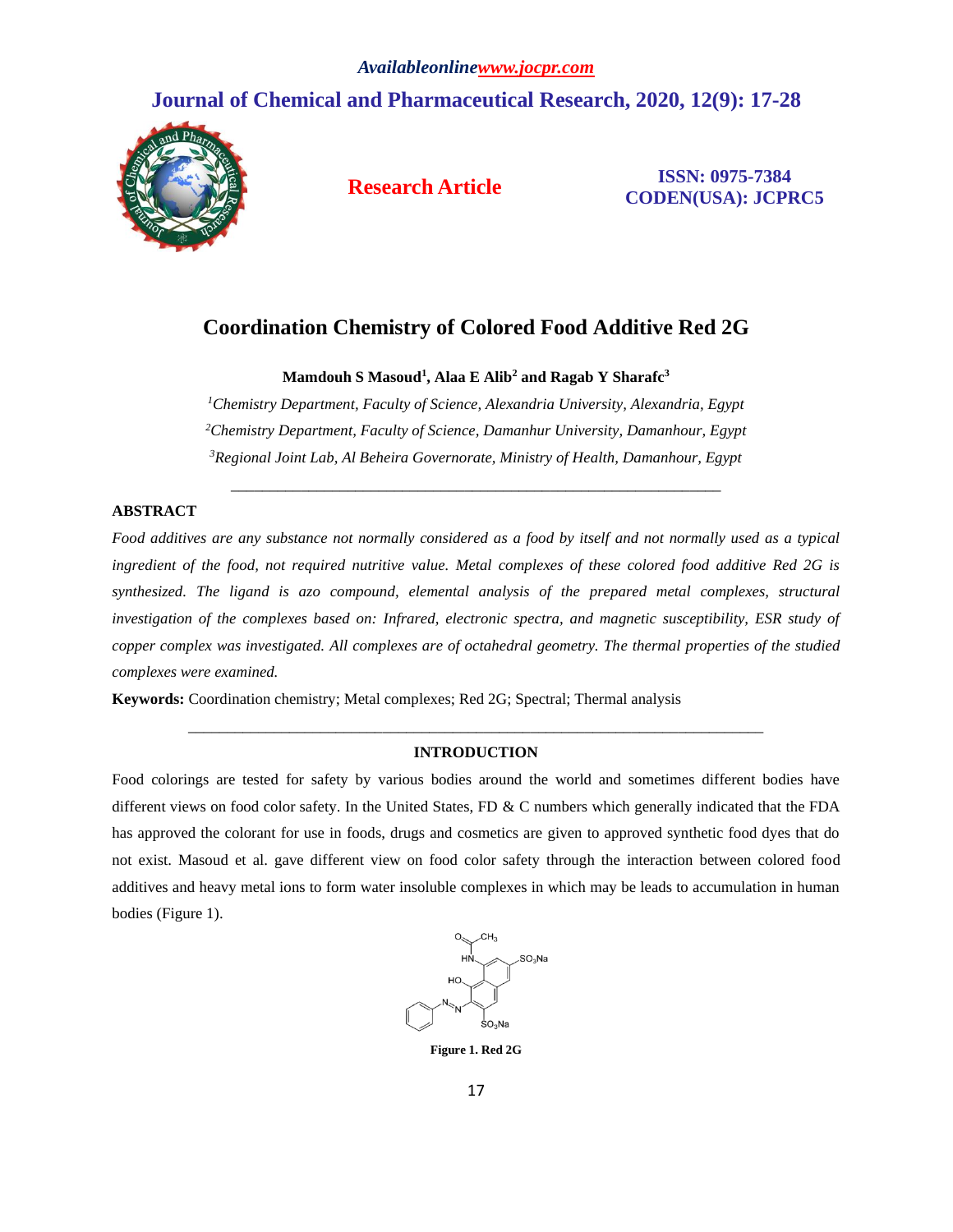# Coordination Chemistry of Colored Food Additive Red 2G

**Mamdouh S Masoud[1], Alaa E Alib[2] and Ragab Y Sharafc[3]**

*[1]Chemistry Department, Faculty of Science, Alexandria University, Alexandria, Egypt*

*[2]Chemistry Department, Faculty of Science, Damanhur University, Damanhour, Egypt*

*[3]Regional Joint Lab, Al Beheira Governorate, Ministry of Health, Damanhour, Egypt*

## ABSTRACT

*Food additives are any substance not normally considered as a food by itself and not normally used as a typical ingredient of the food, not required nutritive value. Metal complexes of these colored food additive Red 2G is synthesized. The ligand is azo compound, elemental analysis of the prepared metal complexes, structural investigation of the complexes based on: Infrared, electronic spectra, and magnetic susceptibility, ESR study of copper complex was investigated. All complexes are of octahedral geometry. The thermal properties of the studied complexes were examined.*

**Keywords:** Coordination chemistry; Metal complexes; Red 2G; Spectral; Thermal analysis

## INTRODUCTION

Food colorings are tested for safety by various bodies around the world and sometimes different bodies have different views on food color safety. In the United States, FD & C numbers which generally indicated that the FDA has approved the colorant for use in foods, drugs and cosmetics are given to approved synthetic food dyes that do not exist. Masoud et al. gave different view on food color safety through the interaction between colored food additives and heavy metal ions to form water insoluble complexes in which may be leads to accumulation in human bodies (Figure 1).

**Figure 1. Red 2G**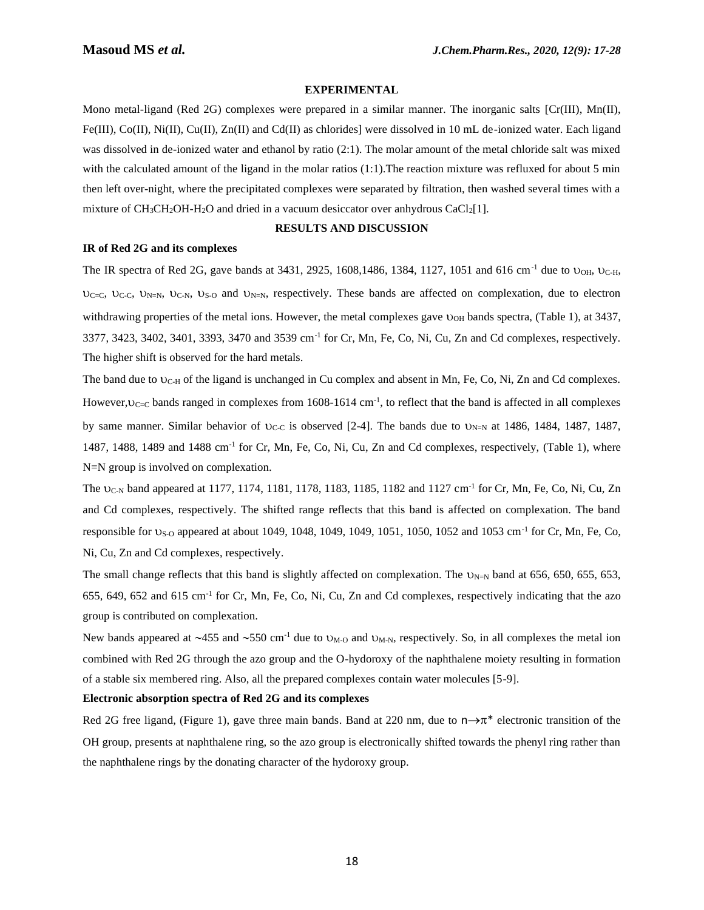## EXPERIMENTAL

Mono metal-ligand (Red 2G) complexes were prepared in a similar manner. The inorganic salts [Cr(III), Mn(II), Fe(III), Co(II), Ni(II), Cu(II), Zn(II) and Cd(II) as chlorides] were dissolved in 10 mL de-ionized water. Each ligand was dissolved in de-ionized water and ethanol by ratio (2:1). The molar amount of the metal chloride salt was mixed with the calculated amount of the ligand in the molar ratios (1:1).The reaction mixture was refluxed for about 5 min then left over-night, where the precipitated complexes were separated by filtration, then washed several times with a mixture of $CH_3CH_2OH$-$H_2O$ and dried in a vacuum desiccator over anhydrous $CaCl_2$[1].

## RESULTS AND DISCUSSION

### IR of Red 2G and its complexes

The IR spectra of Red 2G, gave bands at 3431, 2925, 1608,1486, 1384, 1127, 1051 and 616 cm$^{-1}$ due to $\upsilon_{OH}$, $\upsilon_{C\text{-}H}$, $\upsilon_{C=C}$, $\upsilon_{C\text{-}C}$, $\upsilon_{N=N}$, $\upsilon_{C\text{-}N}$, $\upsilon_{S\text{-}O}$ and $\upsilon_{N=N}$, respectively. These bands are affected on complexation, due to electron withdrawing properties of the metal ions. However, the metal complexes gave $\upsilon_{OH}$ bands spectra, (Table 1), at 3437, 3377, 3423, 3402, 3401, 3393, 3470 and 3539 cm$^{-1}$ for Cr, Mn, Fe, Co, Ni, Cu, Zn and Cd complexes, respectively. The higher shift is observed for the hard metals.

The band due to $\upsilon_{C\text{-}H}$ of the ligand is unchanged in Cu complex and absent in Mn, Fe, Co, Ni, Zn and Cd complexes. However,$\upsilon_{C=C}$ bands ranged in complexes from 1608-1614 cm$^{-1}$, to reflect that the band is affected in all complexes by same manner. Similar behavior of $\upsilon_{C\text{-}C}$ is observed [2-4]. The bands due to $\upsilon_{N=N}$ at 1486, 1484, 1487, 1487, 1487, 1488, 1489 and 1488 cm$^{-1}$ for Cr, Mn, Fe, Co, Ni, Cu, Zn and Cd complexes, respectively, (Table 1), where N=N group is involved on complexation.

The $\upsilon_{C\text{-}N}$ band appeared at 1177, 1174, 1181, 1178, 1183, 1185, 1182 and 1127 cm$^{-1}$ for Cr, Mn, Fe, Co, Ni, Cu, Zn and Cd complexes, respectively. The shifted range reflects that this band is affected on complexation. The band responsible for $\upsilon_{S\text{-}O}$ appeared at about 1049, 1048, 1049, 1049, 1051, 1050, 1052 and 1053 cm$^{-1}$ for Cr, Mn, Fe, Co, Ni, Cu, Zn and Cd complexes, respectively.

The small change reflects that this band is slightly affected on complexation. The $\upsilon_{N=N}$ band at 656, 650, 655, 653, 655, 649, 652 and 615 cm$^{-1}$ for Cr, Mn, Fe, Co, Ni, Cu, Zn and Cd complexes, respectively indicating that the azo group is contributed on complexation.

New bands appeared at ~455 and ~550 cm$^{-1}$ due to $\upsilon_{M\text{-}O}$ and $\upsilon_{M\text{-}N}$, respectively. So, in all complexes the metal ion combined with Red 2G through the azo group and the O-hydoroxy of the naphthalene moiety resulting in formation of a stable six membered ring. Also, all the prepared complexes contain water molecules [5-9].

### Electronic absorption spectra of Red 2G and its complexes

Red 2G free ligand, (Figure 1), gave three main bands. Band at 220 nm, due to $n\rightarrow\pi^*$ electronic transition of the OH group, presents at naphthalene ring, so the azo group is electronically shifted towards the phenyl ring rather than the naphthalene rings by the donating character of the hydoroxy group.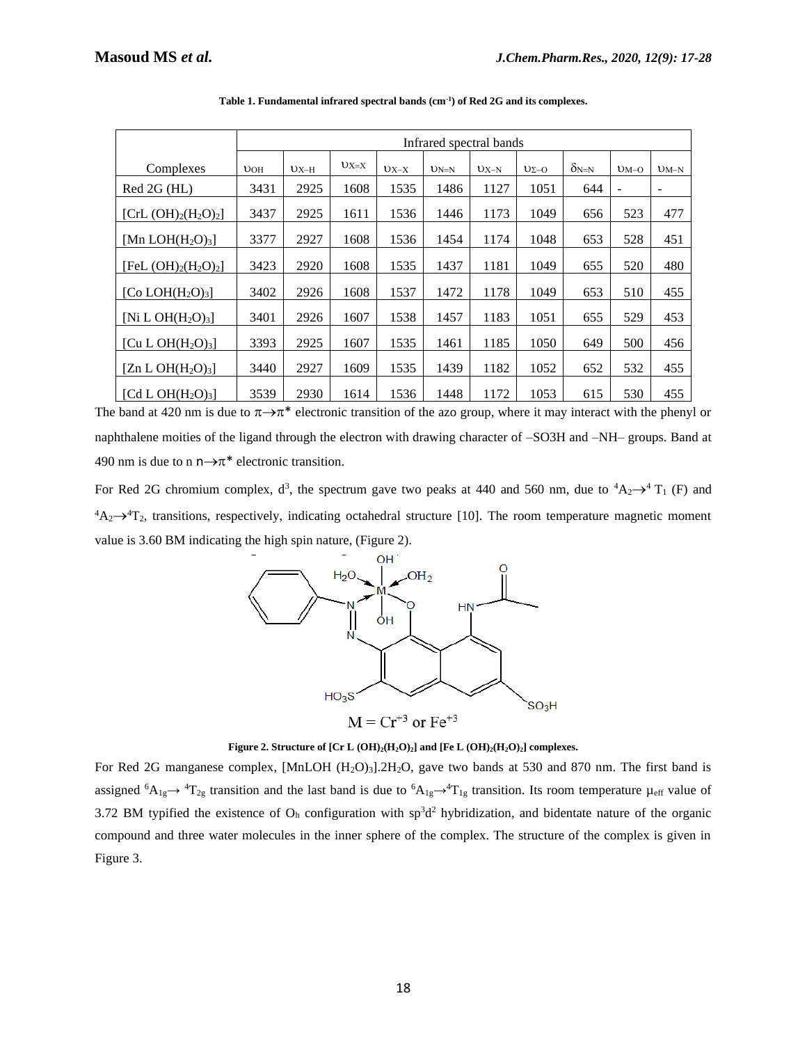**Table 1. Fundamental infrared spectral bands ($cm^{-1}$) of Red 2G and its complexes.**

| Complexes | Infrared spectral bands | | | | | | | | | |
|---|---|---|---|---|---|---|---|---|---|---|
| | $\upsilon_{OH}$ | $\upsilon_{X-H}$ | $\upsilon_{X=X}$ | $\upsilon_{X-X}$ | $\upsilon_{N=N}$ | $\upsilon_{X-N}$ | $\upsilon_{\Sigma-O}$ | $\delta_{N=N}$ | $\upsilon_{M-O}$ | $\upsilon_{M-N}$ |
| Red 2G (HL) | 3431 | 2925 | 1608 | 1535 | 1486 | 1127 | 1051 | 644 | - | - |
| $[CrL(OH)_2(H_2O)_2]$ | 3437 | 2925 | 1611 | 1536 | 1446 | 1173 | 1049 | 656 | 523 | 477 |
| $[MnLOH(H_2O)_3]$ | 3377 | 2927 | 1608 | 1536 | 1454 | 1174 | 1048 | 653 | 528 | 451 |
| $[FeL(OH)_2(H_2O)_2]$ | 3423 | 2920 | 1608 | 1535 | 1437 | 1181 | 1049 | 655 | 520 | 480 |
| $[CoLOH(H_2O)_3]$ | 3402 | 2926 | 1608 | 1537 | 1472 | 1178 | 1049 | 653 | 510 | 455 |
| $[NiLOH(H_2O)_3]$ | 3401 | 2926 | 1607 | 1538 | 1457 | 1183 | 1051 | 655 | 529 | 453 |
| $[CuLOH(H_2O)_3]$ | 3393 | 2925 | 1607 | 1535 | 1461 | 1185 | 1050 | 649 | 500 | 456 |
| $[ZnLOH(H_2O)_3]$ | 3440 | 2927 | 1609 | 1535 | 1439 | 1182 | 1052 | 652 | 532 | 455 |
| $[CdLOH(H_2O)_3]$ | 3539 | 2930 | 1614 | 1536 | 1448 | 1172 | 1053 | 615 | 530 | 455 |

The band at 420 nm is due to $\pi\rightarrow\pi^*$ electronic transition of the azo group, where it may interact with the phenyl or naphthalene moities of the ligand through the electron with drawing character of –SO3H and –NH– groups. Band at 490 nm is due to n $n\rightarrow\pi^*$ electronic transition.

For Red 2G chromium complex, $d^3$, the spectrum gave two peaks at 440 and 560 nm, due to $^4A_2\rightarrow^4T_1$ (F) and $^4A_2\rightarrow^4T_2$, transitions, respectively, indicating octahedral structure [10]. The room temperature magnetic moment value is 3.60 BM indicating the high spin nature, (Figure 2).

$M = Cr^{+3}$ or $Fe^{+3}$

**Figure 2. Structure of $[Cr L (OH)_2(H_2O)_2]$ and $[Fe L (OH)_2(H_2O)_2]$ complexes.**

For Red 2G manganese complex, $[MnLOH(H_2O)_3].2H_2O$, gave two bands at 530 and 870 nm. The first band is assigned $^6A_{1g}\rightarrow{}^4T_{2g}$ transition and the last band is due to $^6A_{1g}\rightarrow{}^4T_{1g}$ transition. Its room temperature $\mu_{eff}$ value of 3.72 BM typified the existence of $O_h$ configuration with $sp^3d^2$ hybridization, and bidentate nature of the organic compound and three water molecules in the inner sphere of the complex. The structure of the complex is given in Figure 3.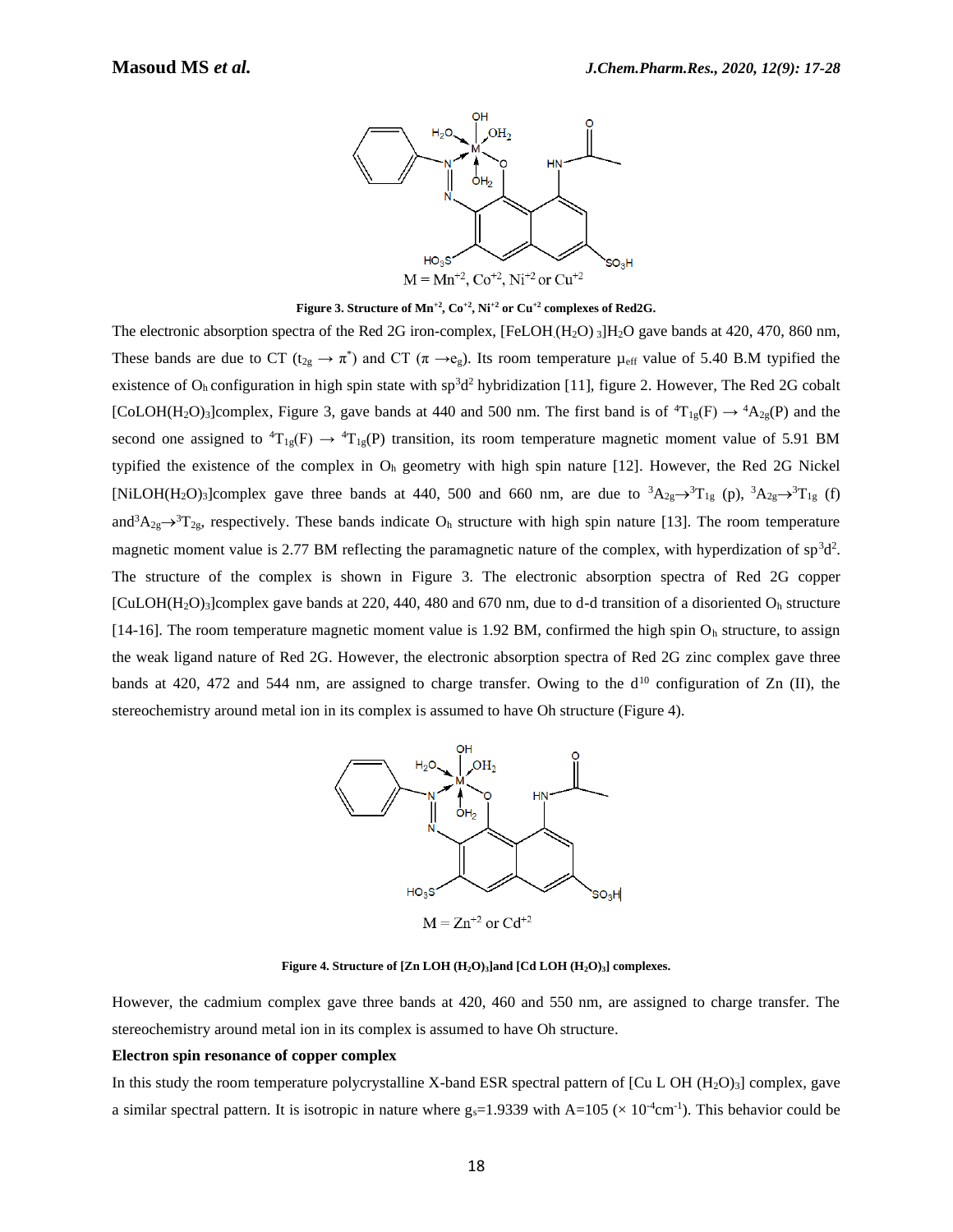$M = Mn^{+2}, Co^{+2}, Ni^{+2}$ or $Cu^{+2}$

**Figure 3. Structure of $Mn^{+2}$, $Co^{+2}$, $Ni^{+2}$ or $Cu^{+2}$ complexes of Red2G.**

The electronic absorption spectra of the Red 2G iron-complex, $[FeLOH(H_2O)_3]H_2O$ gave bands at 420, 470, 860 nm, These bands are due to CT ($t_{2g} \rightarrow \pi^*$) and CT ($\pi \rightarrow e_g$). Its room temperature $\mu_{eff}$ value of 5.40 B.M typified the existence of $O_h$ configuration in high spin state with $sp^3d^2$ hybridization [11], figure 2. However, The Red 2G cobalt $[CoLOH(H_2O)_3]$complex, Figure 3, gave bands at 440 and 500 nm. The first band is of ${}^4T_{1g}(F) \rightarrow {}^4A_{2g}(P)$ and the second one assigned to ${}^4T_{1g}(F) \rightarrow {}^4T_{1g}(P)$ transition, its room temperature magnetic moment value of 5.91 BM typified the existence of the complex in $O_h$ geometry with high spin nature [12]. However, the Red 2G Nickel $[NiLOH(H_2O)_3]$complex gave three bands at 440, 500 and 660 nm, are due to ${}^3A_{2g}\rightarrow{}^3T_{1g}$ (p), ${}^3A_{2g}\rightarrow{}^3T_{1g}$ (f) and${}^3A_{2g}\rightarrow{}^3T_{2g}$, respectively. These bands indicate $O_h$ structure with high spin nature [13]. The room temperature magnetic moment value is 2.77 BM reflecting the paramagnetic nature of the complex, with hyperdization of $sp^3d^2$. The structure of the complex is shown in Figure 3. The electronic absorption spectra of Red 2G copper $[CuLOH(H_2O)_3]$complex gave bands at 220, 440, 480 and 670 nm, due to d-d transition of a disoriented $O_h$ structure [14-16]. The room temperature magnetic moment value is 1.92 BM, confirmed the high spin $O_h$ structure, to assign the weak ligand nature of Red 2G. However, the electronic absorption spectra of Red 2G zinc complex gave three bands at 420, 472 and 544 nm, are assigned to charge transfer. Owing to the $d^{10}$ configuration of Zn (II), the stereochemistry around metal ion in its complex is assumed to have Oh structure (Figure 4).

$M = Zn^{+2}$ or $Cd^{+2}$

**Figure 4. Structure of $[Zn\ LOH\ (H_2O)_3]$and $[Cd\ LOH\ (H_2O)_3]$ complexes.**

However, the cadmium complex gave three bands at 420, 460 and 550 nm, are assigned to charge transfer. The stereochemistry around metal ion in its complex is assumed to have Oh structure.

**Electron spin resonance of copper complex**

In this study the room temperature polycrystalline X-band ESR spectral pattern of $[Cu\ L\ OH\ (H_2O)_3]$ complex, gave a similar spectral pattern. It is isotropic in nature where $g_s$=1.9339 with A=105 ($\times 10^{-4}cm^{-1}$). This behavior could be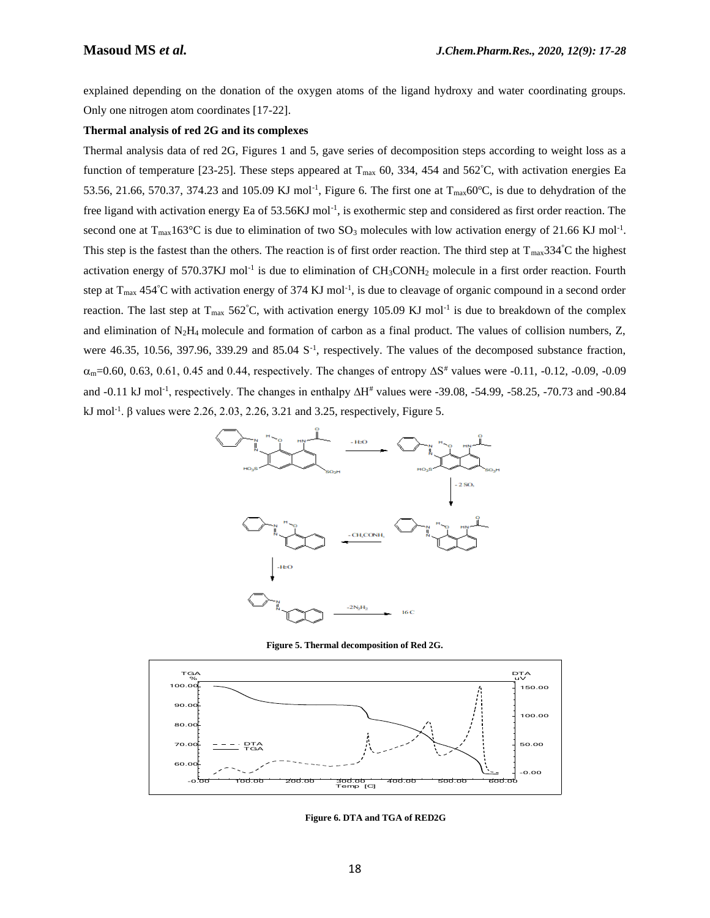explained depending on the donation of the oxygen atoms of the ligand hydroxy and water coordinating groups. Only one nitrogen atom coordinates [17-22].

**Thermal analysis of red 2G and its complexes**

Thermal analysis data of red 2G, Figures 1 and 5, gave series of decomposition steps according to weight loss as a function of temperature [23-25]. These steps appeared at $T_{max}$ 60, 334, 454 and 562˚C, with activation energies Ea 53.56, 21.66, 570.37, 374.23 and 105.09 KJ mol$^{-1}$, Figure 6. The first one at $T_{max}$60ºC, is due to dehydration of the free ligand with activation energy Ea of 53.56KJ mol$^{-1}$, is exothermic step and considered as first order reaction. The second one at $T_{max}$163°C is due to elimination of two $SO_3$ molecules with low activation energy of 21.66 KJ mol$^{-1}$. This step is the fastest than the others. The reaction is of first order reaction. The third step at $T_{max}$334˚C the highest activation energy of 570.37KJ mol$^{-1}$ is due to elimination of $CH_3CONH_2$ molecule in a first order reaction. Fourth step at $T_{max}$ 454˚C with activation energy of 374 KJ mol$^{-1}$, is due to cleavage of organic compound in a second order reaction. The last step at $T_{max}$ 562˚C, with activation energy 105.09 KJ mol$^{-1}$ is due to breakdown of the complex and elimination of $N_2H_4$ molecule and formation of carbon as a final product. The values of collision numbers, Z, were 46.35, 10.56, 397.96, 339.29 and 85.04 S$^{-1}$, respectively. The values of the decomposed substance fraction, $\alpha_m$=0.60, 0.63, 0.61, 0.45 and 0.44, respectively. The changes of entropy $\Delta S^{\#}$ values were -0.11, -0.12, -0.09, -0.09 and -0.11 kJ mol$^{-1}$, respectively. The changes in enthalpy $\Delta H^{\#}$ values were -39.08, -54.99, -58.25, -70.73 and -90.84 kJ mol$^{-1}$. β values were 2.26, 2.03, 2.26, 3.21 and 3.25, respectively, Figure 5.

**Figure 5. Thermal decomposition of Red 2G.**

**Figure 6. DTA and TGA of RED2G**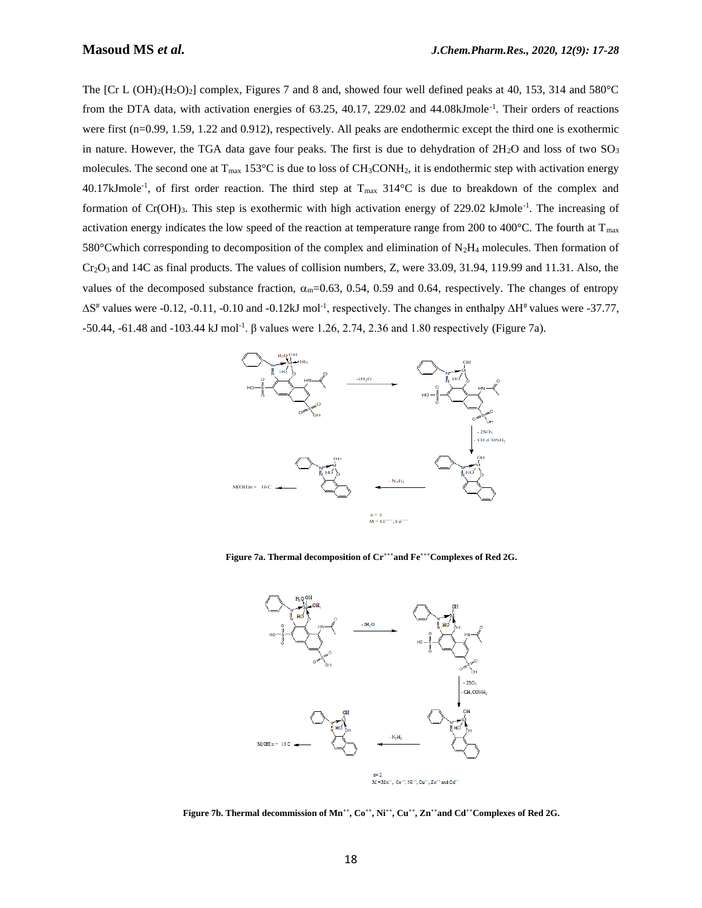The [Cr L $(OH)_2(H_2O)_2$] complex, Figures 7 and 8 and, showed four well defined peaks at 40, 153, 314 and 580°C from the DTA data, with activation energies of 63.25, 40.17, 229.02 and 44.08kJmole$^{-1}$. Their orders of reactions were first (n=0.99, 1.59, 1.22 and 0.912), respectively. All peaks are endothermic except the third one is exothermic in nature. However, the TGA data gave four peaks. The first is due to dehydration of $2H_2O$ and loss of two $SO_3$ molecules. The second one at $T_{max}$ 153°C is due to loss of $CH_3CONH_2$, it is endothermic step with activation energy 40.17kJmole$^{-1}$, of first order reaction. The third step at $T_{max}$ 314°C is due to breakdown of the complex and formation of $Cr(OH)_3$. This step is exothermic with high activation energy of 229.02 kJmole$^{-1}$. The increasing of activation energy indicates the low speed of the reaction at temperature range from 200 to 400°C. The fourth at $T_{max}$ 580°Cwhich corresponding to decomposition of the complex and elimination of $N_2H_4$ molecules. Then formation of $Cr_2O_3$ and 14C as final products. The values of collision numbers, Z, were 33.09, 31.94, 119.99 and 11.31. Also, the values of the decomposed substance fraction, $\alpha_m$=0.63, 0.54, 0.59 and 0.64, respectively. The changes of entropy $\Delta S^{\#}$ values were -0.12, -0.11, -0.10 and -0.12kJ mol$^{-1}$, respectively. The changes in enthalpy $\Delta H^{\#}$ values were -37.77, -50.44, -61.48 and -103.44 kJ mol$^{-1}$. β values were 1.26, 2.74, 2.36 and 1.80 respectively (Figure 7a).

**Figure 7a. Thermal decomposition of $Cr^{+++}$and $Fe^{+++}$Complexes of Red 2G.**

**Figure 7b. Thermal decommission of $Mn^{++}$, $Co^{++}$, $Ni^{++}$, $Cu^{++}$, $Zn^{++}$and $Cd^{++}$Complexes of Red 2G.**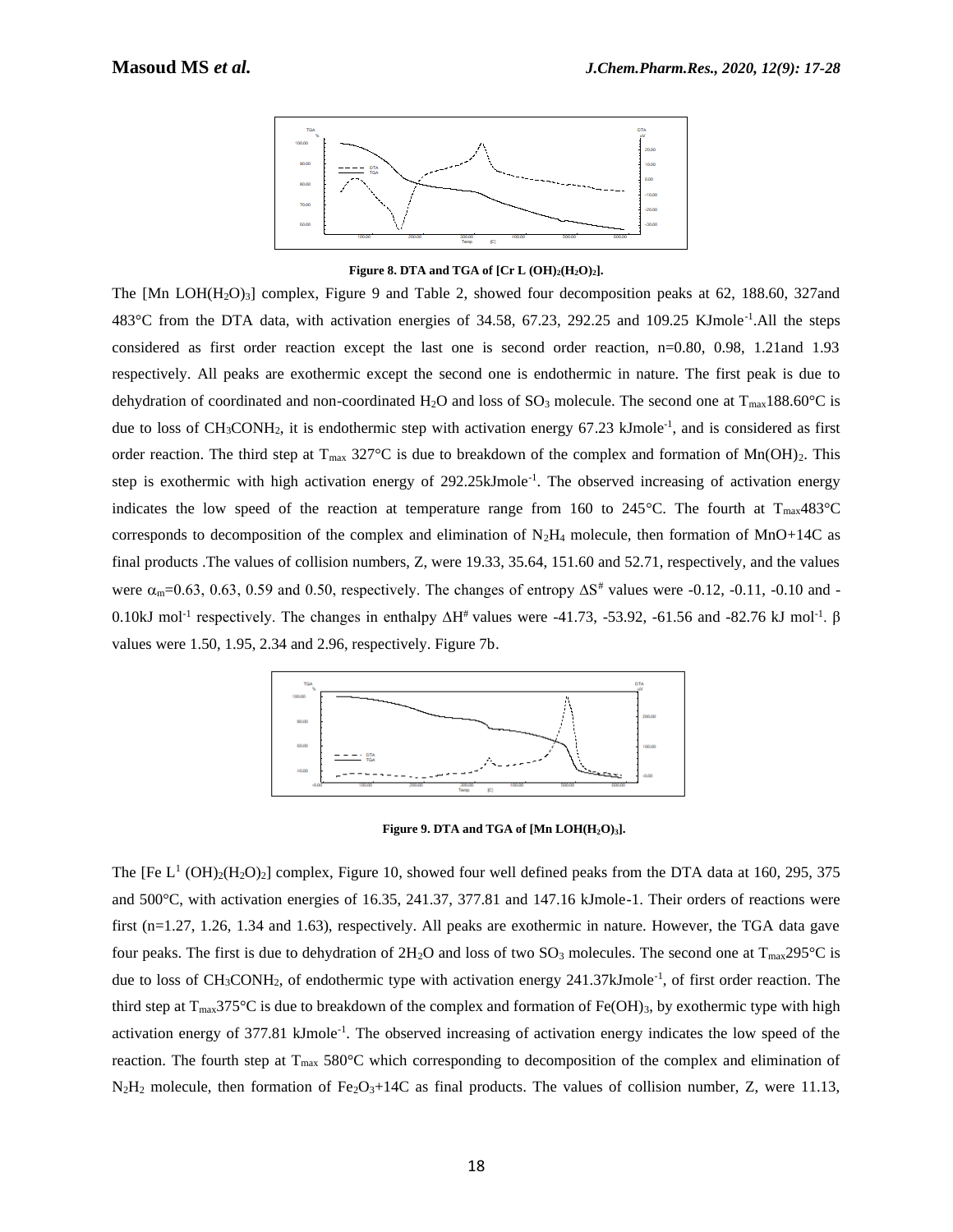**Figure 8. DTA and TGA of [Cr L $(OH)_2(H_2O)_2$].**

The [Mn $LOH(H_2O)_3$] complex, Figure 9 and Table 2, showed four decomposition peaks at 62, 188.60, 327and 483°C from the DTA data, with activation energies of 34.58, 67.23, 292.25 and 109.25 KJmole$^{-1}$.All the steps considered as first order reaction except the last one is second order reaction, n=0.80, 0.98, 1.21and 1.93 respectively. All peaks are exothermic except the second one is endothermic in nature. The first peak is due to dehydration of coordinated and non-coordinated $H_2O$ and loss of $SO_3$ molecule. The second one at $T_{max}$188.60°C is due to loss of $CH_3CONH_2$, it is endothermic step with activation energy 67.23 kJmole$^{-1}$, and is considered as first order reaction. The third step at $T_{max}$ 327°C is due to breakdown of the complex and formation of $Mn(OH)_2$. This step is exothermic with high activation energy of 292.25kJmole$^{-1}$. The observed increasing of activation energy indicates the low speed of the reaction at temperature range from 160 to 245°C. The fourth at $T_{max}$483°C corresponds to decomposition of the complex and elimination of $N_2H_4$ molecule, then formation of MnO+14C as final products .The values of collision numbers, Z, were 19.33, 35.64, 151.60 and 52.71, respectively, and the values were $\alpha_m$=0.63, 0.63, 0.59 and 0.50, respectively. The changes of entropy $\Delta S^{\#}$ values were -0.12, -0.11, -0.10 and -0.10kJ mol$^{-1}$ respectively. The changes in enthalpy $\Delta H^{\#}$ values were -41.73, -53.92, -61.56 and -82.76 kJ mol$^{-1}$. β values were 1.50, 1.95, 2.34 and 2.96, respectively. Figure 7b.

**Figure 9. DTA and TGA of [Mn $LOH(H_2O)_3$].**

The [Fe L[1] $(OH)_2(H_2O)_2$] complex, Figure 10, showed four well defined peaks from the DTA data at 160, 295, 375 and 500°C, with activation energies of 16.35, 241.37, 377.81 and 147.16 kJmole-1. Their orders of reactions were first (n=1.27, 1.26, 1.34 and 1.63), respectively. All peaks are exothermic in nature. However, the TGA data gave four peaks. The first is due to dehydration of $2H_2O$ and loss of two $SO_3$ molecules. The second one at $T_{max}$295°C is due to loss of $CH_3CONH_2$, of endothermic type with activation energy 241.37kJmole$^{-1}$, of first order reaction. The third step at $T_{max}$375°C is due to breakdown of the complex and formation of $Fe(OH)_3$, by exothermic type with high activation energy of 377.81 kJmole$^{-1}$. The observed increasing of activation energy indicates the low speed of the reaction. The fourth step at $T_{max}$ 580°C which corresponding to decomposition of the complex and elimination of $N_2H_2$ molecule, then formation of $Fe_2O_3$+14C as final products. The values of collision number, Z, were 11.13,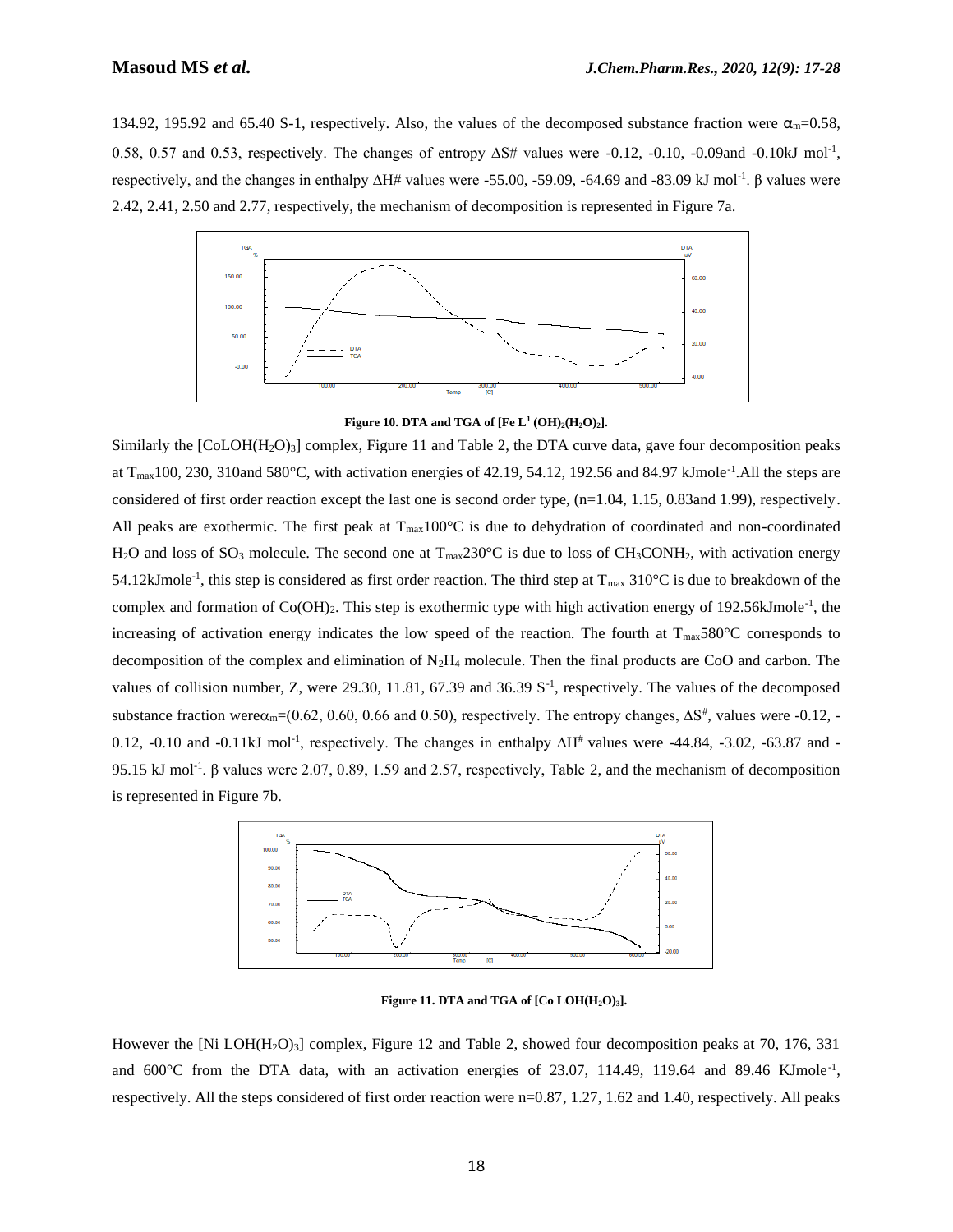134.92, 195.92 and 65.40 S-1, respectively. Also, the values of the decomposed substance fraction were $\alpha_m$=0.58, 0.58, 0.57 and 0.53, respectively. The changes of entropy ΔS# values were -0.12, -0.10, -0.09and -0.10kJ mol$^{-1}$, respectively, and the changes in enthalpy ΔH# values were -55.00, -59.09, -64.69 and -83.09 kJ mol$^{-1}$. β values were 2.42, 2.41, 2.50 and 2.77, respectively, the mechanism of decomposition is represented in Figure 7a.

**Figure 10. DTA and TGA of [Fe L$^1$ $(OH)_2(H_2O)_2$].**

Similarly the [CoLOH$(H_2O)_3$] complex, Figure 11 and Table 2, the DTA curve data, gave four decomposition peaks at $T_{max}$100, 230, 310and 580°C, with activation energies of 42.19, 54.12, 192.56 and 84.97 kJmole$^{-1}$.All the steps are considered of first order reaction except the last one is second order type, (n=1.04, 1.15, 0.83and 1.99), respectively. All peaks are exothermic. The first peak at $T_{max}$100°C is due to dehydration of coordinated and non-coordinated $H_2O$ and loss of $SO_3$ molecule. The second one at $T_{max}$230°C is due to loss of $CH_3CONH_2$, with activation energy 54.12kJmole$^{-1}$, this step is considered as first order reaction. The third step at $T_{max}$ 310°C is due to breakdown of the complex and formation of $Co(OH)_2$. This step is exothermic type with high activation energy of 192.56kJmole$^{-1}$, the increasing of activation energy indicates the low speed of the reaction. The fourth at $T_{max}$580°C corresponds to decomposition of the complex and elimination of $N_2H_4$ molecule. Then the final products are CoO and carbon. The values of collision number, Z, were 29.30, 11.81, 67.39 and 36.39 S$^{-1}$, respectively. The values of the decomposed substance fraction were$\alpha_m$=(0.62, 0.60, 0.66 and 0.50), respectively. The entropy changes, $\Delta S^{\#}$, values were -0.12, -0.12, -0.10 and -0.11kJ mol$^{-1}$, respectively. The changes in enthalpy $\Delta H^{\#}$ values were -44.84, -3.02, -63.87 and -95.15 kJ mol$^{-1}$. β values were 2.07, 0.89, 1.59 and 2.57, respectively, Table 2, and the mechanism of decomposition is represented in Figure 7b.

**Figure 11. DTA and TGA of [Co LOH$(H_2O)_3$].**

However the [Ni LOH$(H_2O)_3$] complex, Figure 12 and Table 2, showed four decomposition peaks at 70, 176, 331 and 600°C from the DTA data, with an activation energies of 23.07, 114.49, 119.64 and 89.46 KJmole$^{-1}$, respectively. All the steps considered of first order reaction were n=0.87, 1.27, 1.62 and 1.40, respectively. All peaks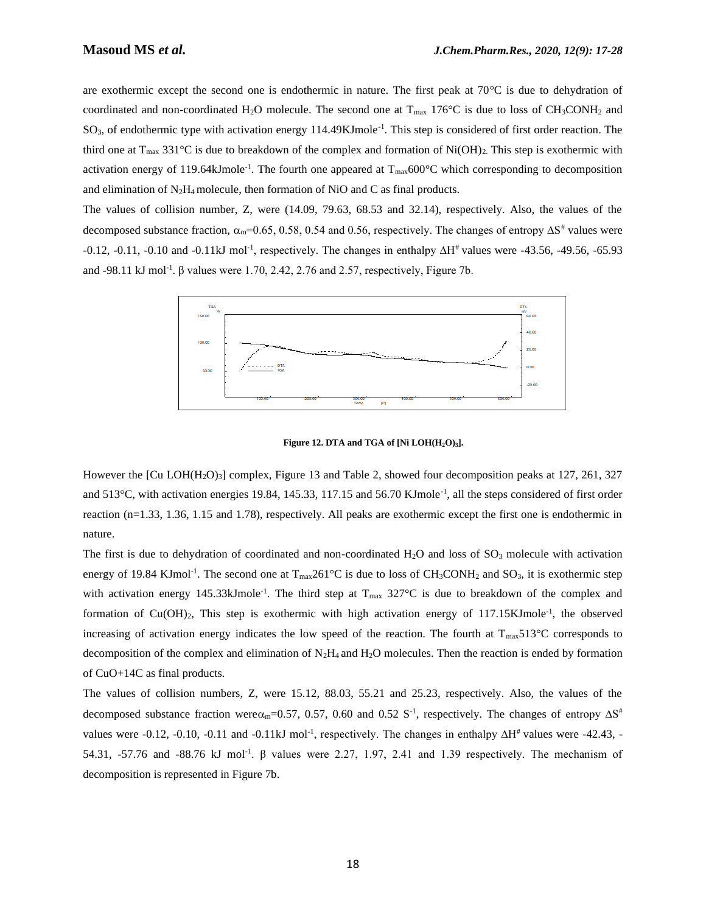are exothermic except the second one is endothermic in nature. The first peak at 70°C is due to dehydration of coordinated and non-coordinated $H_2O$ molecule. The second one at $T_{max}$ 176°C is due to loss of $CH_3CONH_2$ and $SO_3$, of endothermic type with activation energy 114.49KJmole$^{-1}$. This step is considered of first order reaction. The third one at $T_{max}$ 331°C is due to breakdown of the complex and formation of $Ni(OH)_2$. This step is exothermic with activation energy of 119.64kJmole$^{-1}$. The fourth one appeared at $T_{max}$600°C which corresponding to decomposition and elimination of $N_2H_4$ molecule, then formation of NiO and C as final products.

The values of collision number, Z, were (14.09, 79.63, 68.53 and 32.14), respectively. Also, the values of the decomposed substance fraction, $\alpha_m$=0.65, 0.58, 0.54 and 0.56, respectively. The changes of entropy $\Delta S^{\#}$ values were -0.12, -0.11, -0.10 and -0.11kJ mol$^{-1}$, respectively. The changes in enthalpy $\Delta H^{\#}$ values were -43.56, -49.56, -65.93 and -98.11 kJ mol$^{-1}$. β values were 1.70, 2.42, 2.76 and 2.57, respectively, Figure 7b.

**Figure 12. DTA and TGA of [Ni LOH($H_2O$)$_3$].**

However the [Cu LOH($H_2O$)$_3$] complex, Figure 13 and Table 2, showed four decomposition peaks at 127, 261, 327 and 513°C, with activation energies 19.84, 145.33, 117.15 and 56.70 KJmole$^{-1}$, all the steps considered of first order reaction (n=1.33, 1.36, 1.15 and 1.78), respectively. All peaks are exothermic except the first one is endothermic in nature.

The first is due to dehydration of coordinated and non-coordinated $H_2O$ and loss of $SO_3$ molecule with activation energy of 19.84 KJmol$^{-1}$. The second one at $T_{max}$261°C is due to loss of $CH_3CONH_2$ and $SO_3$, it is exothermic step with activation energy 145.33kJmole$^{-1}$. The third step at $T_{max}$ 327°C is due to breakdown of the complex and formation of $Cu(OH)_2$, This step is exothermic with high activation energy of 117.15KJmole$^{-1}$, the observed increasing of activation energy indicates the low speed of the reaction. The fourth at $T_{max}$513°C corresponds to decomposition of the complex and elimination of $N_2H_4$ and $H_2O$ molecules. Then the reaction is ended by formation of CuO+14C as final products.

The values of collision numbers, Z, were 15.12, 88.03, 55.21 and 25.23, respectively. Also, the values of the decomposed substance fraction were$\alpha_m$=0.57, 0.57, 0.60 and 0.52 S$^{-1}$, respectively. The changes of entropy $\Delta S^{\#}$ values were -0.12, -0.10, -0.11 and -0.11kJ mol$^{-1}$, respectively. The changes in enthalpy $\Delta H^{\#}$ values were -42.43, -54.31, -57.76 and -88.76 kJ mol$^{-1}$. β values were 2.27, 1.97, 2.41 and 1.39 respectively. The mechanism of decomposition is represented in Figure 7b.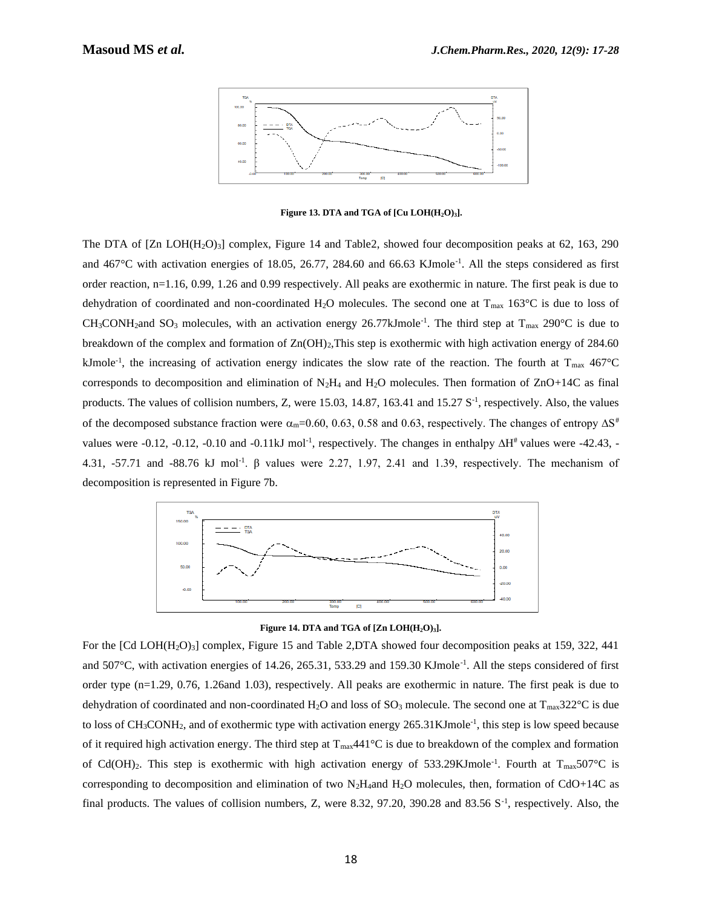Figure 13. DTA and TGA of [Cu $LOH(H_2O)_3$].

The DTA of [Zn $LOH(H_2O)_3$] complex, Figure 14 and Table2, showed four decomposition peaks at 62, 163, 290 and 467°C with activation energies of 18.05, 26.77, 284.60 and 66.63 $KJmole^{-1}$. All the steps considered as first order reaction, n=1.16, 0.99, 1.26 and 0.99 respectively. All peaks are exothermic in nature. The first peak is due to dehydration of coordinated and non-coordinated $H_2O$ molecules. The second one at $T_{max}$ 163°C is due to loss of $CH_3CONH_2$and $SO_3$ molecules, with an activation energy 26.77$kJmole^{-1}$. The third step at $T_{max}$ 290°C is due to breakdown of the complex and formation of $Zn(OH)_2$,This step is exothermic with high activation energy of 284.60 $kJmole^{-1}$, the increasing of activation energy indicates the slow rate of the reaction. The fourth at $T_{max}$ 467°C corresponds to decomposition and elimination of $N_2H_4$ and $H_2O$ molecules. Then formation of ZnO+14C as final products. The values of collision numbers, Z, were 15.03, 14.87, 163.41 and 15.27 $S^{-1}$, respectively. Also, the values of the decomposed substance fraction were $\alpha_m$=0.60, 0.63, 0.58 and 0.63, respectively. The changes of entropy $\Delta S^{\#}$ values were -0.12, -0.12, -0.10 and -0.11kJ $mol^{-1}$, respectively. The changes in enthalpy $\Delta H^{\#}$ values were -42.43, -4.31, -57.71 and -88.76 kJ $mol^{-1}$. β values were 2.27, 1.97, 2.41 and 1.39, respectively. The mechanism of decomposition is represented in Figure 7b.

Figure 14. DTA and TGA of [Zn $LOH(H_2O)_3$].

For the [Cd $LOH(H_2O)_3$] complex, Figure 15 and Table 2,DTA showed four decomposition peaks at 159, 322, 441 and 507°C, with activation energies of 14.26, 265.31, 533.29 and 159.30 $KJmole^{-1}$. All the steps considered of first order type (n=1.29, 0.76, 1.26and 1.03), respectively. All peaks are exothermic in nature. The first peak is due to dehydration of coordinated and non-coordinated $H_2O$ and loss of $SO_3$ molecule. The second one at $T_{max}$322°C is due to loss of $CH_3CONH_2$, and of exothermic type with activation energy 265.31$KJmole^{-1}$, this step is low speed because of it required high activation energy. The third step at $T_{max}$441°C is due to breakdown of the complex and formation of $Cd(OH)_2$. This step is exothermic with high activation energy of 533.29$KJmole^{-1}$. Fourth at $T_{max}$507°C is corresponding to decomposition and elimination of two $N_2H_4$and $H_2O$ molecules, then, formation of CdO+14C as final products. The values of collision numbers, Z, were 8.32, 97.20, 390.28 and 83.56 $S^{-1}$, respectively. Also, the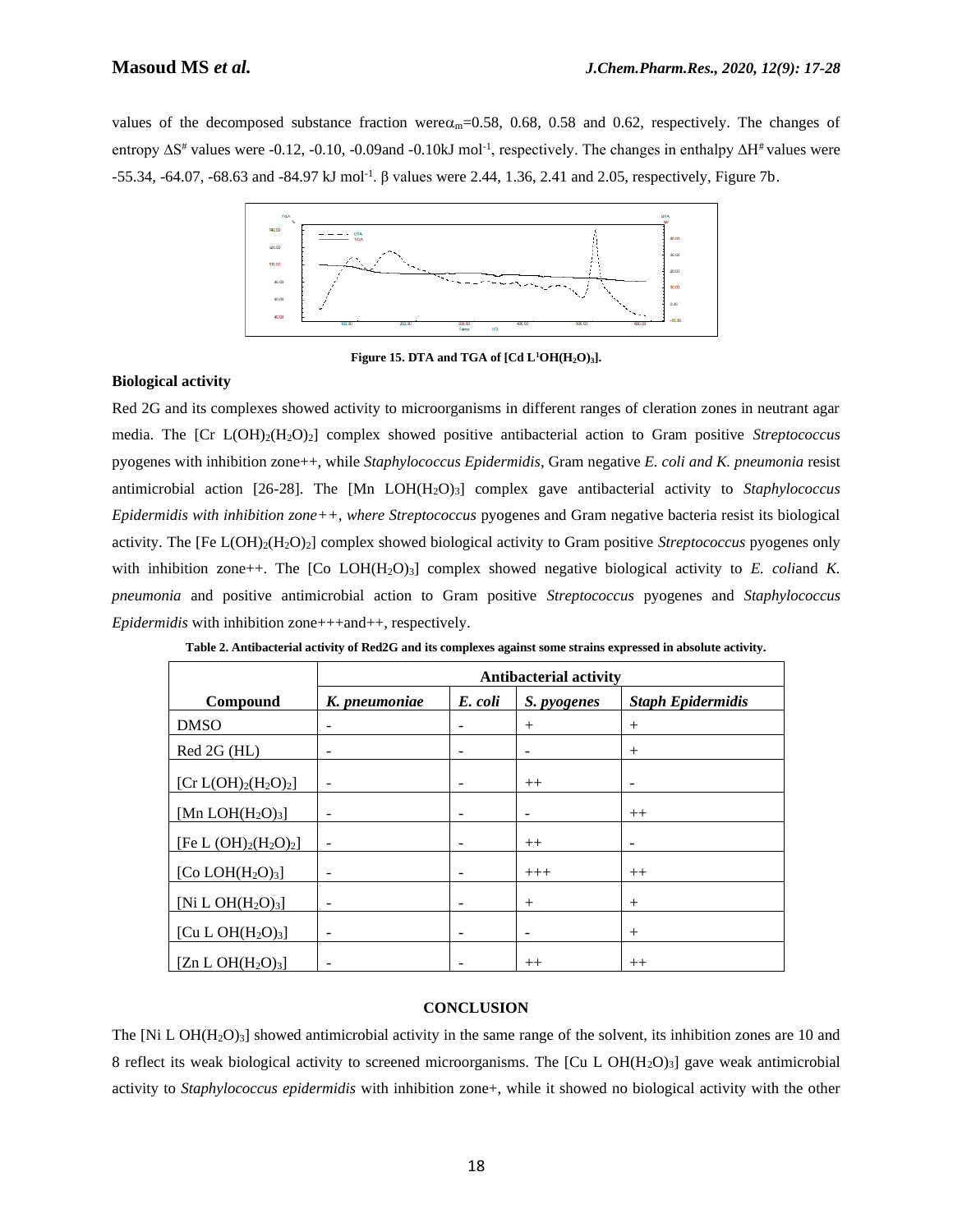values of the decomposed substance fraction were$\alpha_m$=0.58, 0.68, 0.58 and 0.62, respectively. The changes of entropy $\Delta S^{\#}$ values were -0.12, -0.10, -0.09and -0.10kJ mol$^{-1}$, respectively. The changes in enthalpy $\Delta H^{\#}$ values were -55.34, -64.07, -68.63 and -84.97 kJ mol$^{-1}$. β values were 2.44, 1.36, 2.41 and 2.05, respectively, Figure 7b.

**Figure 15. DTA and TGA of [Cd $L^1OH(H_2O)_3$].**

## Biological activity

Red 2G and its complexes showed activity to microorganisms in different ranges of cleration zones in neutrant agar media. The [Cr $L(OH)_2(H_2O)_2$] complex showed positive antibacterial action to Gram positive *Streptococcus* pyogenes with inhibition zone++, while *Staphylococcus Epidermidis*, Gram negative *E. coli and K. pneumonia* resist antimicrobial action [26-28]. The [Mn $LOH(H_2O)_3$] complex gave antibacterial activity to *Staphylococcus Epidermidis with inhibition zone++, where Streptococcus* pyogenes and Gram negative bacteria resist its biological activity. The [Fe $L(OH)_2(H_2O)_2$] complex showed biological activity to Gram positive *Streptococcus* pyogenes only with inhibition zone++. The [Co $LOH(H_2O)_3$] complex showed negative biological activity to *E. coli*and *K. pneumonia* and positive antimicrobial action to Gram positive *Streptococcus* pyogenes and *Staphylococcus Epidermidis* with inhibition zone+++and++, respectively.

**Table 2. Antibacterial activity of Red2G and its complexes against some strains expressed in absolute activity.**

| | Antibacterial activity | | | |
|---|---|---|---|---|
| **Compound** | ***K. pneumoniae*** | ***E. coli*** | ***S. pyogenes*** | ***Staph Epidermidis*** |
| DMSO | - | - | + | + |
| Red 2G (HL) | - | - | - | + |
| [Cr $L(OH)_2(H_2O)_2$] | - | - | ++ | - |
| [Mn $LOH(H_2O)_3$] | - | - | - | ++ |
| [Fe $L (OH)_2(H_2O)_2$] | - | - | ++ | - |
| [Co $LOH(H_2O)_3$] | - | - | +++ | ++ |
| [Ni $L OH(H_2O)_3$] | - | - | + | + |
| [Cu $L OH(H_2O)_3$] | - | - | - | + |
| [Zn $L OH(H_2O)_3$] | - | - | ++ | ++ |

## CONCLUSION

The [Ni $L OH(H_2O)_3$] showed antimicrobial activity in the same range of the solvent, its inhibition zones are 10 and 8 reflect its weak biological activity to screened microorganisms. The [Cu $L OH(H_2O)_3$] gave weak antimicrobial activity to *Staphylococcus epidermidis* with inhibition zone+, while it showed no biological activity with the other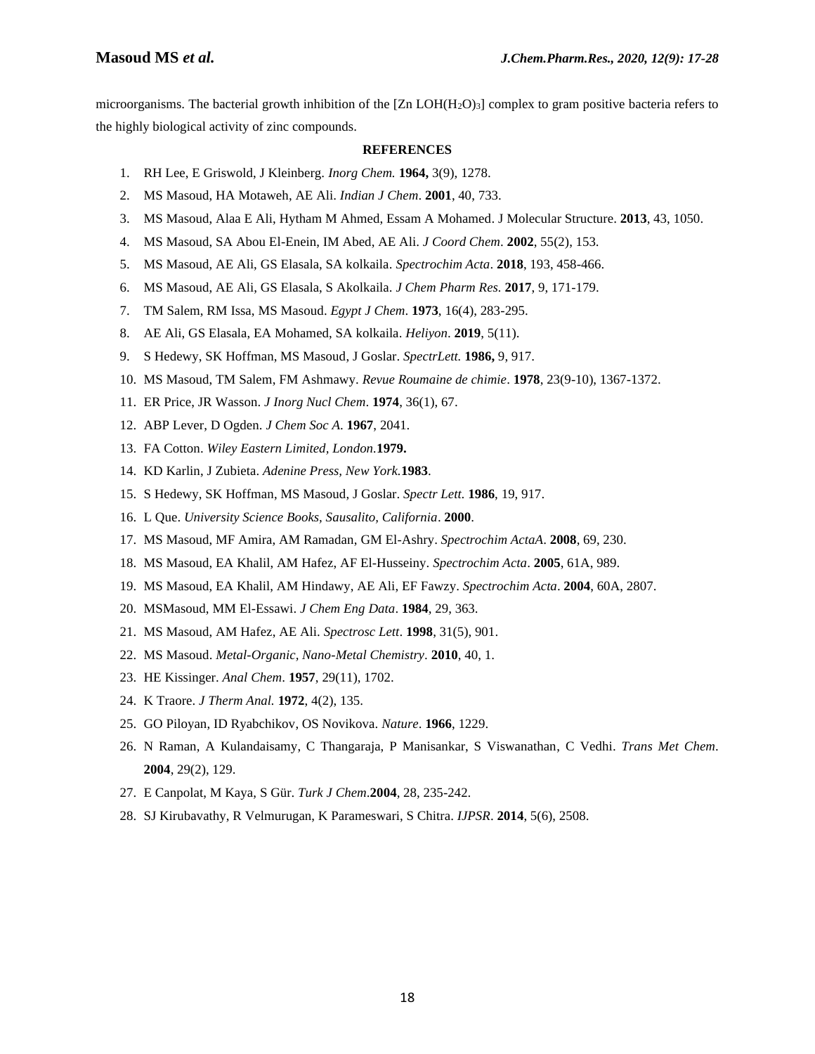microorganisms. The bacterial growth inhibition of the [Zn LOH($H_2O$)$_3$] complex to gram positive bacteria refers to the highly biological activity of zinc compounds.

## REFERENCES

1. RH Lee, E Griswold, J Kleinberg. *Inorg Chem.* **1964,** 3(9), 1278.
2. MS Masoud, HA Motaweh, AE Ali. *Indian J Chem*. **2001**, 40, 733.
3. MS Masoud, Alaa E Ali, Hytham M Ahmed, Essam A Mohamed. J Molecular Structure. **2013**, 43, 1050.
4. MS Masoud, SA Abou El-Enein, IM Abed, AE Ali. *J Coord Chem*. **2002**, 55(2), 153.
5. MS Masoud, AE Ali, GS Elasala, SA kolkaila. *Spectrochim Acta*. **2018**, 193, 458-466.
6. MS Masoud, AE Ali, GS Elasala, S Akolkaila. *J Chem Pharm Res.* **2017**, 9, 171-179.
7. TM Salem, RM Issa, MS Masoud. *Egypt J Chem*. **1973**, 16(4), 283-295.
8. AE Ali, GS Elasala, EA Mohamed, SA kolkaila. *Heliyon*. **2019**, 5(11).
9. S Hedewy, SK Hoffman, MS Masoud, J Goslar. *SpectrLett.* **1986,** 9, 917.
10. MS Masoud, TM Salem, FM Ashmawy. *Revue Roumaine de chimie*. **1978**, 23(9-10), 1367-1372.
11. ER Price, JR Wasson. *J Inorg Nucl Chem*. **1974**, 36(1), 67.
12. ABP Lever, D Ogden. *J Chem Soc A*. **1967**, 2041.
13. FA Cotton. *Wiley Eastern Limited, London*.**1979.**
14. KD Karlin, J Zubieta. *Adenine Press, New York.***1983**.
15. S Hedewy, SK Hoffman, MS Masoud, J Goslar. *Spectr Lett.* **1986**, 19, 917.
16. L Que. *University Science Books, Sausalito, California*. **2000**.
17. MS Masoud, MF Amira, AM Ramadan, GM El-Ashry. *Spectrochim ActaA*. **2008**, 69, 230.
18. MS Masoud, EA Khalil, AM Hafez, AF El-Husseiny. *Spectrochim Acta*. **2005**, 61A, 989.
19. MS Masoud, EA Khalil, AM Hindawy, AE Ali, EF Fawzy. *Spectrochim Acta*. **2004**, 60A, 2807.
20. MSMasoud, MM El-Essawi. *J Chem Eng Data*. **1984**, 29, 363.
21. MS Masoud, AM Hafez, AE Ali. *Spectrosc Lett*. **1998**, 31(5), 901.
22. MS Masoud. *Metal-Organic, Nano-Metal Chemistry*. **2010**, 40, 1.
23. HE Kissinger. *Anal Chem*. **1957**, 29(11), 1702.
24. K Traore. *J Therm Anal.* **1972**, 4(2), 135.
25. GO Piloyan, ID Ryabchikov, OS Novikova. *Nature*. **1966**, 1229.
26. N Raman, A Kulandaisamy, C Thangaraja, P Manisankar, S Viswanathan, C Vedhi. *Trans Met Chem*. **2004**, 29(2), 129.
27. E Canpolat, M Kaya, S Gür. *Turk J Chem*.**2004**, 28, 235-242.
28. SJ Kirubavathy, R Velmurugan, K Parameswari, S Chitra. *IJPSR*. **2014**, 5(6), 2508.